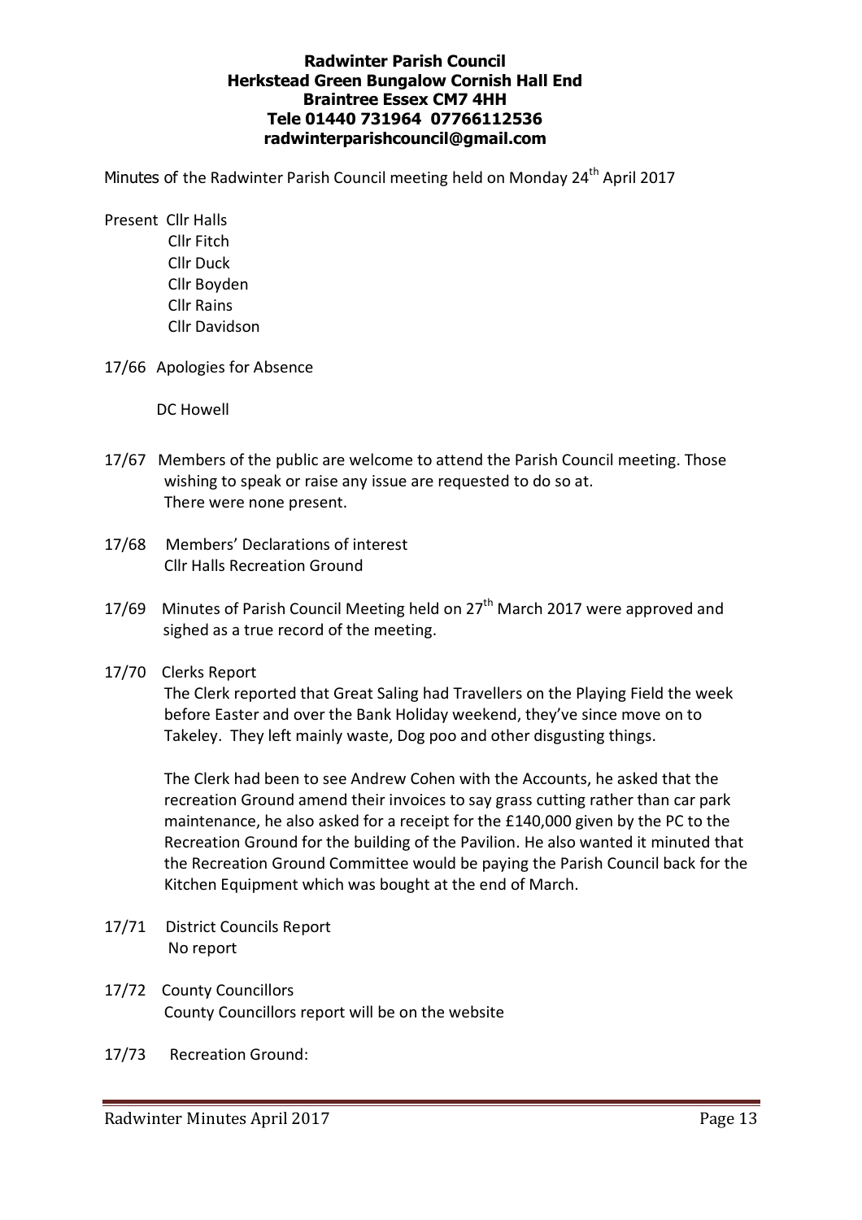**Radwinter Parish Council**
**Herkstead Green Bungalow Cornish Hall End**
**Braintree Essex CM7 4HH**
**Tele 01440 731964 07766112536**
**radwinterparishcouncil@gmail.com**

Minutes of the Radwinter Parish Council meeting held on Monday 24th April 2017

Present Cllr Halls
Cllr Fitch
Cllr Duck
Cllr Boyden
Cllr Rains
Cllr Davidson

17/66 Apologies for Absence

DC Howell

17/67 Members of the public are welcome to attend the Parish Council meeting. Those wishing to speak or raise any issue are requested to do so at.
There were none present.

17/68 Members' Declarations of interest
Cllr Halls Recreation Ground

17/69 Minutes of Parish Council Meeting held on 27th March 2017 were approved and sighed as a true record of the meeting.

17/70 Clerks Report
The Clerk reported that Great Saling had Travellers on the Playing Field the week before Easter and over the Bank Holiday weekend, they've since move on to Takeley. They left mainly waste, Dog poo and other disgusting things.

The Clerk had been to see Andrew Cohen with the Accounts, he asked that the recreation Ground amend their invoices to say grass cutting rather than car park maintenance, he also asked for a receipt for the £140,000 given by the PC to the Recreation Ground for the building of the Pavilion. He also wanted it minuted that the Recreation Ground Committee would be paying the Parish Council back for the Kitchen Equipment which was bought at the end of March.

17/71 District Councils Report
No report

17/72 County Councillors
County Councillors report will be on the website

17/73 Recreation Ground: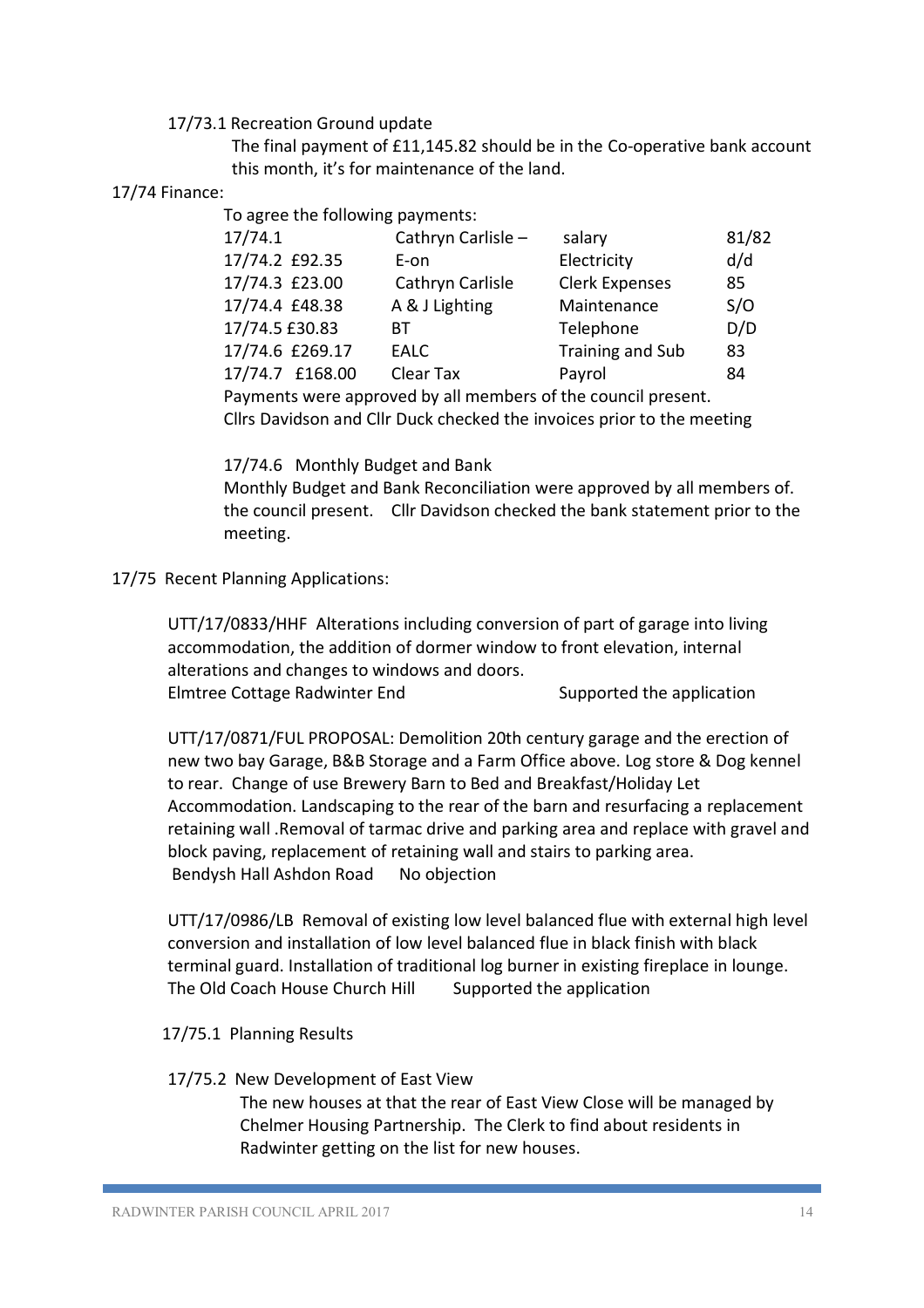17/73.1 Recreation Ground update

The final payment of £11,145.82 should be in the Co-operative bank account this month, it's for maintenance of the land.

17/74 Finance:

To agree the following payments:

| | | | |
|---|---|---|---|
| 17/74.1 | Cathryn Carlisle – | salary | 81/82 |
| 17/74.2 £92.35 | E-on | Electricity | d/d |
| 17/74.3 £23.00 | Cathryn Carlisle | Clerk Expenses | 85 |
| 17/74.4 £48.38 | A & J Lighting | Maintenance | S/O |
| 17/74.5 £30.83 | BT | Telephone | D/D |
| 17/74.6 £269.17 | EALC | Training and Sub | 83 |
| 17/74.7 £168.00 | Clear Tax | Payrol | 84 |

Payments were approved by all members of the council present.
Cllrs Davidson and Cllr Duck checked the invoices prior to the meeting

17/74.6 Monthly Budget and Bank

Monthly Budget and Bank Reconciliation were approved by all members of. the council present. Cllr Davidson checked the bank statement prior to the meeting.

17/75 Recent Planning Applications:

UTT/17/0833/HHF Alterations including conversion of part of garage into living accommodation, the addition of dormer window to front elevation, internal alterations and changes to windows and doors.
Elmtree Cottage Radwinter End Supported the application

UTT/17/0871/FUL PROPOSAL: Demolition 20th century garage and the erection of new two bay Garage, B&B Storage and a Farm Office above. Log store & Dog kennel to rear. Change of use Brewery Barn to Bed and Breakfast/Holiday Let Accommodation. Landscaping to the rear of the barn and resurfacing a replacement retaining wall .Removal of tarmac drive and parking area and replace with gravel and block paving, replacement of retaining wall and stairs to parking area.
Bendysh Hall Ashdon Road No objection

UTT/17/0986/LB Removal of existing low level balanced flue with external high level conversion and installation of low level balanced flue in black finish with black terminal guard. Installation of traditional log burner in existing fireplace in lounge.
The Old Coach House Church Hill Supported the application

17/75.1 Planning Results

17/75.2 New Development of East View

The new houses at that the rear of East View Close will be managed by Chelmer Housing Partnership. The Clerk to find about residents in Radwinter getting on the list for new houses.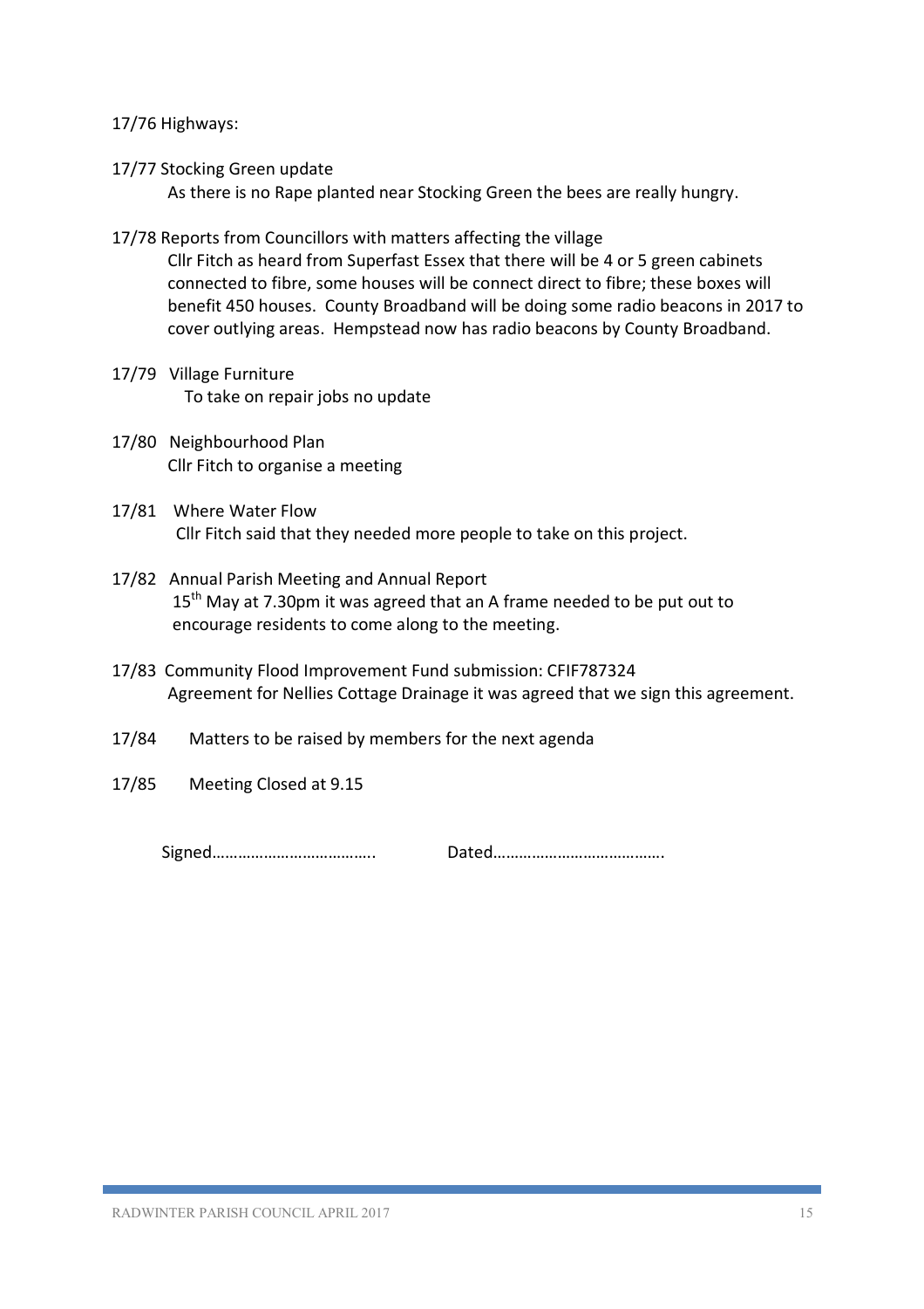17/76 Highways:

17/77 Stocking Green update

As there is no Rape planted near Stocking Green the bees are really hungry.

17/78 Reports from Councillors with matters affecting the village

Cllr Fitch as heard from Superfast Essex that there will be 4 or 5 green cabinets connected to fibre, some houses will be connect direct to fibre; these boxes will benefit 450 houses. County Broadband will be doing some radio beacons in 2017 to cover outlying areas. Hempstead now has radio beacons by County Broadband.

17/79 Village Furniture

To take on repair jobs no update

17/80 Neighbourhood Plan

Cllr Fitch to organise a meeting

17/81 Where Water Flow

Cllr Fitch said that they needed more people to take on this project.

17/82 Annual Parish Meeting and Annual Report

15th May at 7.30pm it was agreed that an A frame needed to be put out to encourage residents to come along to the meeting.

17/83 Community Flood Improvement Fund submission: CFIF787324

Agreement for Nellies Cottage Drainage it was agreed that we sign this agreement.

17/84 Matters to be raised by members for the next agenda

17/85 Meeting Closed at 9.15

Signed……………………………….  Dated……………………………….